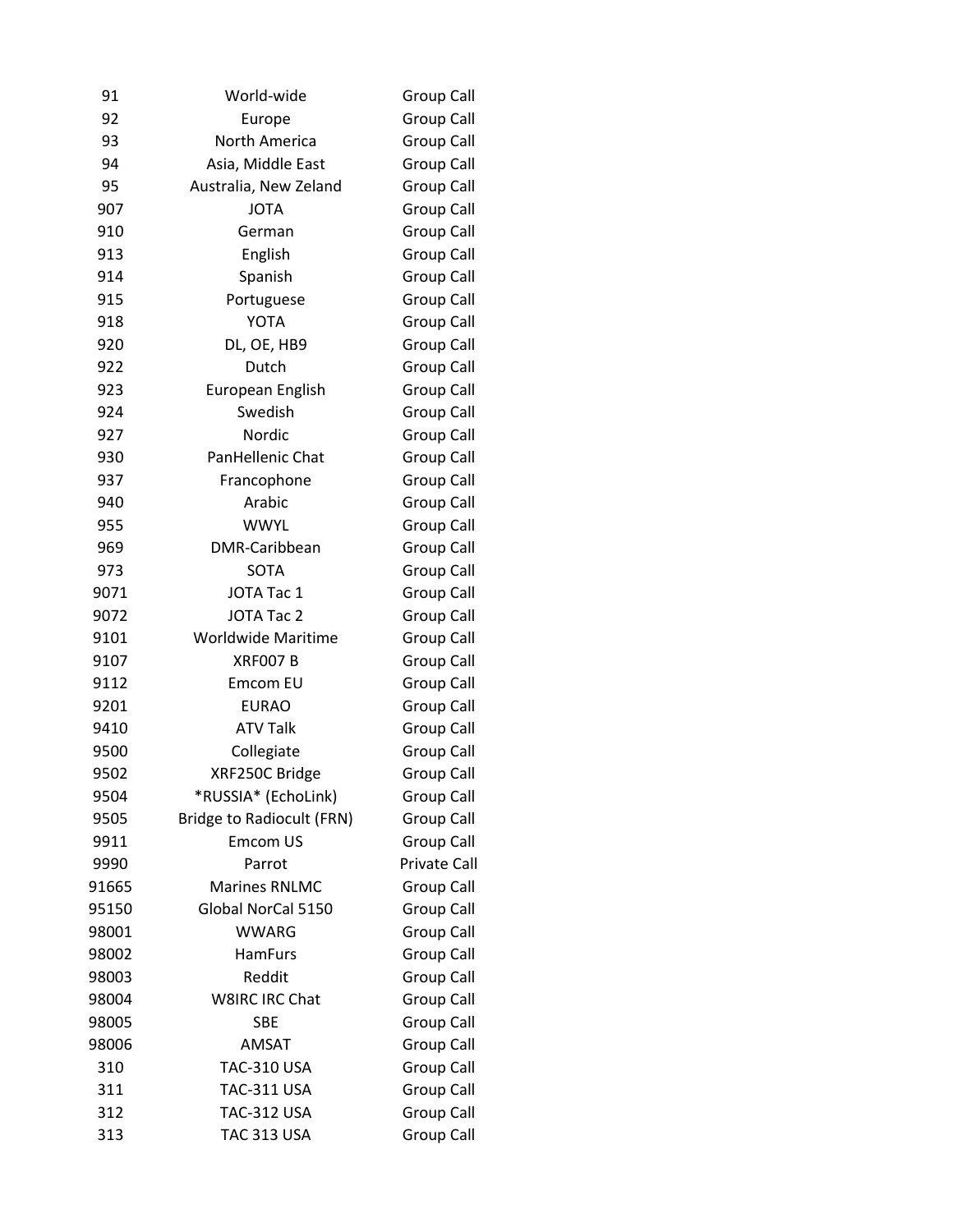| | | |
|---|---|---|
| 91 | World-wide | Group Call |
| 92 | Europe | Group Call |
| 93 | North America | Group Call |
| 94 | Asia, Middle East | Group Call |
| 95 | Australia, New Zeland | Group Call |
| 907 | JOTA | Group Call |
| 910 | German | Group Call |
| 913 | English | Group Call |
| 914 | Spanish | Group Call |
| 915 | Portuguese | Group Call |
| 918 | YOTA | Group Call |
| 920 | DL, OE, HB9 | Group Call |
| 922 | Dutch | Group Call |
| 923 | European English | Group Call |
| 924 | Swedish | Group Call |
| 927 | Nordic | Group Call |
| 930 | PanHellenic Chat | Group Call |
| 937 | Francophone | Group Call |
| 940 | Arabic | Group Call |
| 955 | WWYL | Group Call |
| 969 | DMR-Caribbean | Group Call |
| 973 | SOTA | Group Call |
| 9071 | JOTA Tac 1 | Group Call |
| 9072 | JOTA Tac 2 | Group Call |
| 9101 | Worldwide Maritime | Group Call |
| 9107 | XRF007 B | Group Call |
| 9112 | Emcom EU | Group Call |
| 9201 | EURAO | Group Call |
| 9410 | ATV Talk | Group Call |
| 9500 | Collegiate | Group Call |
| 9502 | XRF250C Bridge | Group Call |
| 9504 | *RUSSIA* (EchoLink) | Group Call |
| 9505 | Bridge to Radiocult (FRN) | Group Call |
| 9911 | Emcom US | Group Call |
| 9990 | Parrot | Private Call |
| 91665 | Marines RNLMC | Group Call |
| 95150 | Global NorCal 5150 | Group Call |
| 98001 | WWARG | Group Call |
| 98002 | HamFurs | Group Call |
| 98003 | Reddit | Group Call |
| 98004 | W8IRC IRC Chat | Group Call |
| 98005 | SBE | Group Call |
| 98006 | AMSAT | Group Call |
| 310 | TAC-310 USA | Group Call |
| 311 | TAC-311 USA | Group Call |
| 312 | TAC-312 USA | Group Call |
| 313 | TAC 313 USA | Group Call |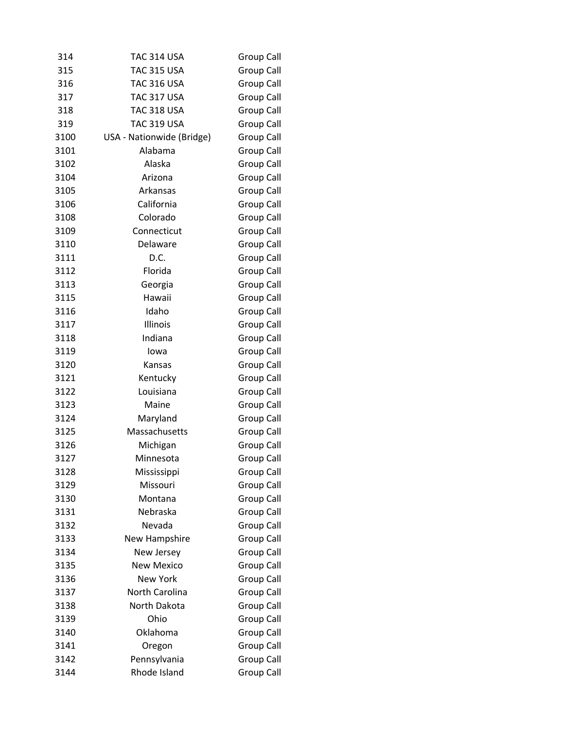| | | |
|---|---|---|
| 314 | TAC 314 USA | Group Call |
| 315 | TAC 315 USA | Group Call |
| 316 | TAC 316 USA | Group Call |
| 317 | TAC 317 USA | Group Call |
| 318 | TAC 318 USA | Group Call |
| 319 | TAC 319 USA | Group Call |
| 3100 | USA - Nationwide (Bridge) | Group Call |
| 3101 | Alabama | Group Call |
| 3102 | Alaska | Group Call |
| 3104 | Arizona | Group Call |
| 3105 | Arkansas | Group Call |
| 3106 | California | Group Call |
| 3108 | Colorado | Group Call |
| 3109 | Connecticut | Group Call |
| 3110 | Delaware | Group Call |
| 3111 | D.C. | Group Call |
| 3112 | Florida | Group Call |
| 3113 | Georgia | Group Call |
| 3115 | Hawaii | Group Call |
| 3116 | Idaho | Group Call |
| 3117 | Illinois | Group Call |
| 3118 | Indiana | Group Call |
| 3119 | Iowa | Group Call |
| 3120 | Kansas | Group Call |
| 3121 | Kentucky | Group Call |
| 3122 | Louisiana | Group Call |
| 3123 | Maine | Group Call |
| 3124 | Maryland | Group Call |
| 3125 | Massachusetts | Group Call |
| 3126 | Michigan | Group Call |
| 3127 | Minnesota | Group Call |
| 3128 | Mississippi | Group Call |
| 3129 | Missouri | Group Call |
| 3130 | Montana | Group Call |
| 3131 | Nebraska | Group Call |
| 3132 | Nevada | Group Call |
| 3133 | New Hampshire | Group Call |
| 3134 | New Jersey | Group Call |
| 3135 | New Mexico | Group Call |
| 3136 | New York | Group Call |
| 3137 | North Carolina | Group Call |
| 3138 | North Dakota | Group Call |
| 3139 | Ohio | Group Call |
| 3140 | Oklahoma | Group Call |
| 3141 | Oregon | Group Call |
| 3142 | Pennsylvania | Group Call |
| 3144 | Rhode Island | Group Call |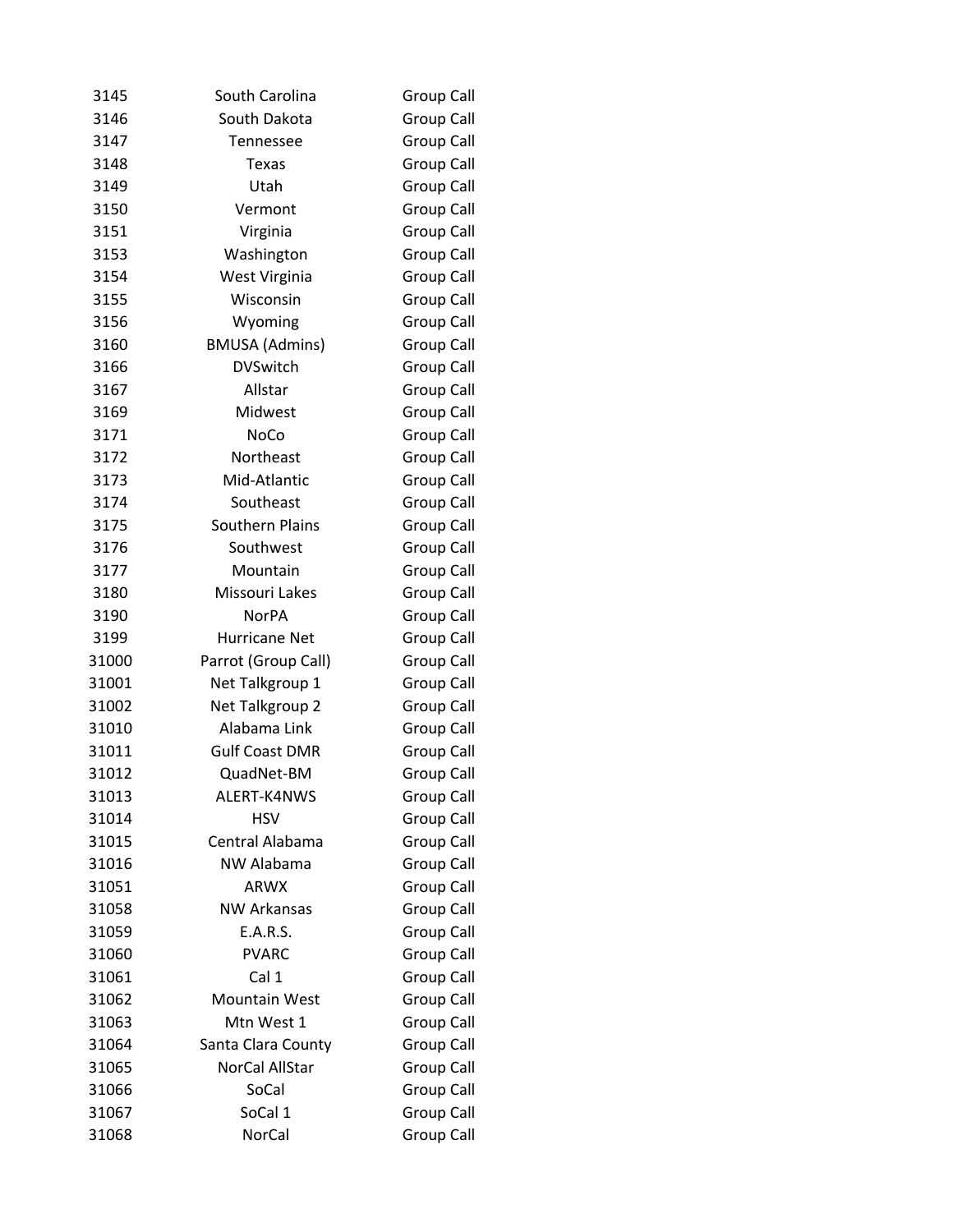| | | |
|---|---|---|
| 3145 | South Carolina | Group Call |
| 3146 | South Dakota | Group Call |
| 3147 | Tennessee | Group Call |
| 3148 | Texas | Group Call |
| 3149 | Utah | Group Call |
| 3150 | Vermont | Group Call |
| 3151 | Virginia | Group Call |
| 3153 | Washington | Group Call |
| 3154 | West Virginia | Group Call |
| 3155 | Wisconsin | Group Call |
| 3156 | Wyoming | Group Call |
| 3160 | BMUSA (Admins) | Group Call |
| 3166 | DVSwitch | Group Call |
| 3167 | Allstar | Group Call |
| 3169 | Midwest | Group Call |
| 3171 | NoCo | Group Call |
| 3172 | Northeast | Group Call |
| 3173 | Mid-Atlantic | Group Call |
| 3174 | Southeast | Group Call |
| 3175 | Southern Plains | Group Call |
| 3176 | Southwest | Group Call |
| 3177 | Mountain | Group Call |
| 3180 | Missouri Lakes | Group Call |
| 3190 | NorPA | Group Call |
| 3199 | Hurricane Net | Group Call |
| 31000 | Parrot (Group Call) | Group Call |
| 31001 | Net Talkgroup 1 | Group Call |
| 31002 | Net Talkgroup 2 | Group Call |
| 31010 | Alabama Link | Group Call |
| 31011 | Gulf Coast DMR | Group Call |
| 31012 | QuadNet-BM | Group Call |
| 31013 | ALERT-K4NWS | Group Call |
| 31014 | HSV | Group Call |
| 31015 | Central Alabama | Group Call |
| 31016 | NW Alabama | Group Call |
| 31051 | ARWX | Group Call |
| 31058 | NW Arkansas | Group Call |
| 31059 | E.A.R.S. | Group Call |
| 31060 | PVARC | Group Call |
| 31061 | Cal 1 | Group Call |
| 31062 | Mountain West | Group Call |
| 31063 | Mtn West 1 | Group Call |
| 31064 | Santa Clara County | Group Call |
| 31065 | NorCal AllStar | Group Call |
| 31066 | SoCal | Group Call |
| 31067 | SoCal 1 | Group Call |
| 31068 | NorCal | Group Call |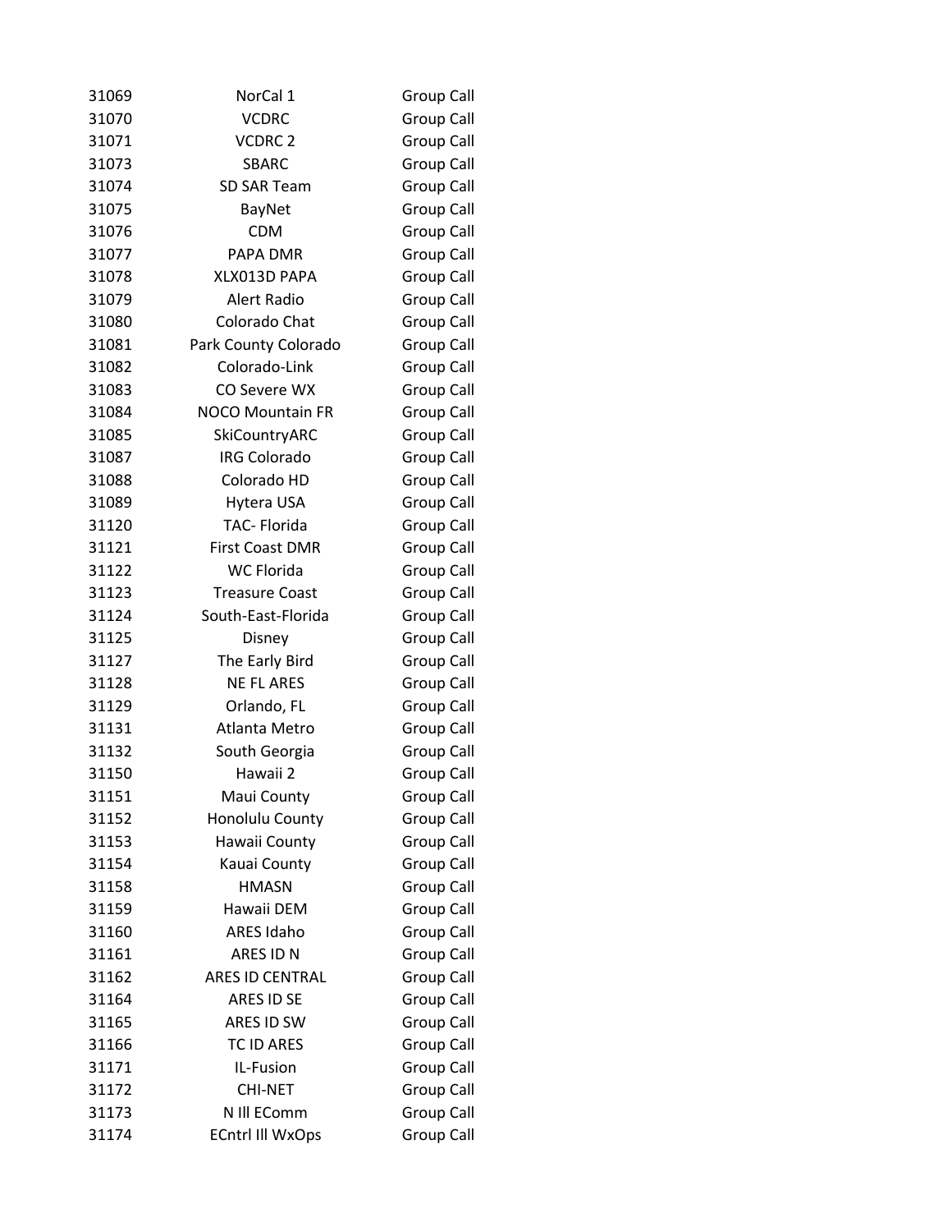| | | |
|---|---|---|
| 31069 | NorCal 1 | Group Call |
| 31070 | VCDRC | Group Call |
| 31071 | VCDRC 2 | Group Call |
| 31073 | SBARC | Group Call |
| 31074 | SD SAR Team | Group Call |
| 31075 | BayNet | Group Call |
| 31076 | CDM | Group Call |
| 31077 | PAPA DMR | Group Call |
| 31078 | XLX013D PAPA | Group Call |
| 31079 | Alert Radio | Group Call |
| 31080 | Colorado Chat | Group Call |
| 31081 | Park County Colorado | Group Call |
| 31082 | Colorado-Link | Group Call |
| 31083 | CO Severe WX | Group Call |
| 31084 | NOCO Mountain FR | Group Call |
| 31085 | SkiCountryARC | Group Call |
| 31087 | IRG Colorado | Group Call |
| 31088 | Colorado HD | Group Call |
| 31089 | Hytera USA | Group Call |
| 31120 | TAC- Florida | Group Call |
| 31121 | First Coast DMR | Group Call |
| 31122 | WC Florida | Group Call |
| 31123 | Treasure Coast | Group Call |
| 31124 | South-East-Florida | Group Call |
| 31125 | Disney | Group Call |
| 31127 | The Early Bird | Group Call |
| 31128 | NE FL ARES | Group Call |
| 31129 | Orlando, FL | Group Call |
| 31131 | Atlanta Metro | Group Call |
| 31132 | South Georgia | Group Call |
| 31150 | Hawaii 2 | Group Call |
| 31151 | Maui County | Group Call |
| 31152 | Honolulu County | Group Call |
| 31153 | Hawaii County | Group Call |
| 31154 | Kauai County | Group Call |
| 31158 | HMASN | Group Call |
| 31159 | Hawaii DEM | Group Call |
| 31160 | ARES Idaho | Group Call |
| 31161 | ARES ID N | Group Call |
| 31162 | ARES ID CENTRAL | Group Call |
| 31164 | ARES ID SE | Group Call |
| 31165 | ARES ID SW | Group Call |
| 31166 | TC ID ARES | Group Call |
| 31171 | IL-Fusion | Group Call |
| 31172 | CHI-NET | Group Call |
| 31173 | N Ill EComm | Group Call |
| 31174 | ECntrl Ill WxOps | Group Call |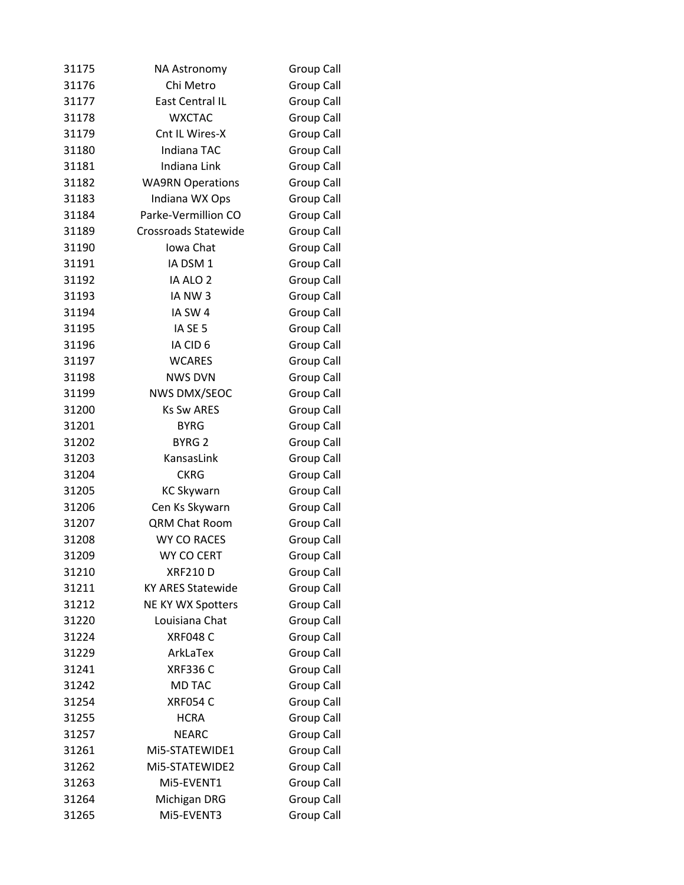| | | |
|---|---|---|
| 31175 | NA Astronomy | Group Call |
| 31176 | Chi Metro | Group Call |
| 31177 | East Central IL | Group Call |
| 31178 | WXCTAC | Group Call |
| 31179 | Cnt IL Wires-X | Group Call |
| 31180 | Indiana TAC | Group Call |
| 31181 | Indiana Link | Group Call |
| 31182 | WA9RN Operations | Group Call |
| 31183 | Indiana WX Ops | Group Call |
| 31184 | Parke-Vermillion CO | Group Call |
| 31189 | Crossroads Statewide | Group Call |
| 31190 | Iowa Chat | Group Call |
| 31191 | IA DSM 1 | Group Call |
| 31192 | IA ALO 2 | Group Call |
| 31193 | IA NW 3 | Group Call |
| 31194 | IA SW 4 | Group Call |
| 31195 | IA SE 5 | Group Call |
| 31196 | IA CID 6 | Group Call |
| 31197 | WCARES | Group Call |
| 31198 | NWS DVN | Group Call |
| 31199 | NWS DMX/SEOC | Group Call |
| 31200 | Ks Sw ARES | Group Call |
| 31201 | BYRG | Group Call |
| 31202 | BYRG 2 | Group Call |
| 31203 | KansasLink | Group Call |
| 31204 | CKRG | Group Call |
| 31205 | KC Skywarn | Group Call |
| 31206 | Cen Ks Skywarn | Group Call |
| 31207 | QRM Chat Room | Group Call |
| 31208 | WY CO RACES | Group Call |
| 31209 | WY CO CERT | Group Call |
| 31210 | XRF210 D | Group Call |
| 31211 | KY ARES Statewide | Group Call |
| 31212 | NE KY WX Spotters | Group Call |
| 31220 | Louisiana Chat | Group Call |
| 31224 | XRF048 C | Group Call |
| 31229 | ArkLaTex | Group Call |
| 31241 | XRF336 C | Group Call |
| 31242 | MD TAC | Group Call |
| 31254 | XRF054 C | Group Call |
| 31255 | HCRA | Group Call |
| 31257 | NEARC | Group Call |
| 31261 | Mi5-STATEWIDE1 | Group Call |
| 31262 | Mi5-STATEWIDE2 | Group Call |
| 31263 | Mi5-EVENT1 | Group Call |
| 31264 | Michigan DRG | Group Call |
| 31265 | Mi5-EVENT3 | Group Call |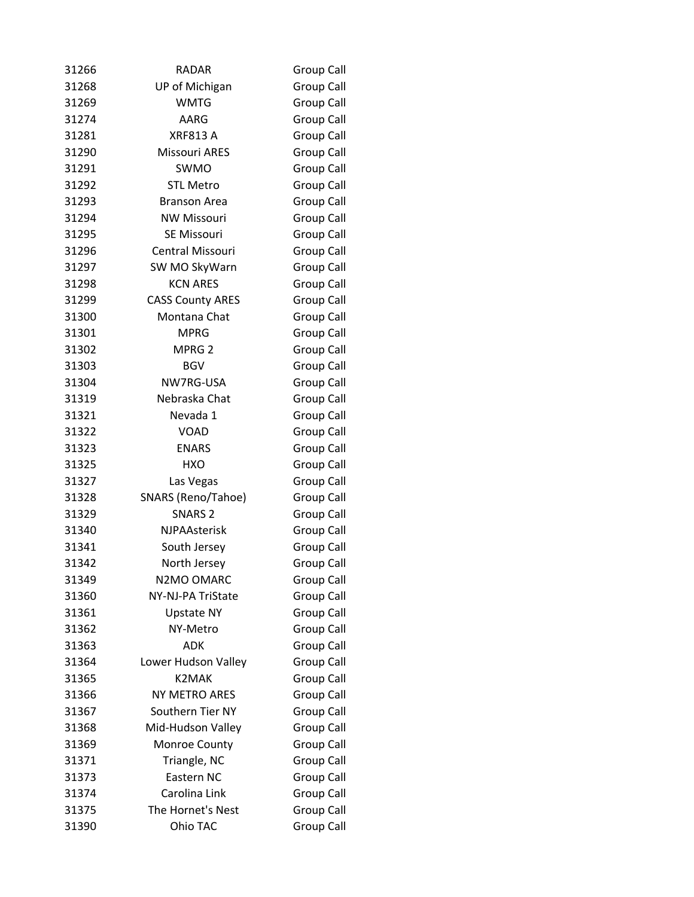| | | |
|---|---|---|
| 31266 | RADAR | Group Call |
| 31268 | UP of Michigan | Group Call |
| 31269 | WMTG | Group Call |
| 31274 | AARG | Group Call |
| 31281 | XRF813 A | Group Call |
| 31290 | Missouri ARES | Group Call |
| 31291 | SWMO | Group Call |
| 31292 | STL Metro | Group Call |
| 31293 | Branson Area | Group Call |
| 31294 | NW Missouri | Group Call |
| 31295 | SE Missouri | Group Call |
| 31296 | Central Missouri | Group Call |
| 31297 | SW MO SkyWarn | Group Call |
| 31298 | KCN ARES | Group Call |
| 31299 | CASS County ARES | Group Call |
| 31300 | Montana Chat | Group Call |
| 31301 | MPRG | Group Call |
| 31302 | MPRG 2 | Group Call |
| 31303 | BGV | Group Call |
| 31304 | NW7RG-USA | Group Call |
| 31319 | Nebraska Chat | Group Call |
| 31321 | Nevada 1 | Group Call |
| 31322 | VOAD | Group Call |
| 31323 | ENARS | Group Call |
| 31325 | HXO | Group Call |
| 31327 | Las Vegas | Group Call |
| 31328 | SNARS (Reno/Tahoe) | Group Call |
| 31329 | SNARS 2 | Group Call |
| 31340 | NJPAAsterisk | Group Call |
| 31341 | South Jersey | Group Call |
| 31342 | North Jersey | Group Call |
| 31349 | N2MO OMARC | Group Call |
| 31360 | NY-NJ-PA TriState | Group Call |
| 31361 | Upstate NY | Group Call |
| 31362 | NY-Metro | Group Call |
| 31363 | ADK | Group Call |
| 31364 | Lower Hudson Valley | Group Call |
| 31365 | K2MAK | Group Call |
| 31366 | NY METRO ARES | Group Call |
| 31367 | Southern Tier NY | Group Call |
| 31368 | Mid-Hudson Valley | Group Call |
| 31369 | Monroe County | Group Call |
| 31371 | Triangle, NC | Group Call |
| 31373 | Eastern NC | Group Call |
| 31374 | Carolina Link | Group Call |
| 31375 | The Hornet's Nest | Group Call |
| 31390 | Ohio TAC | Group Call |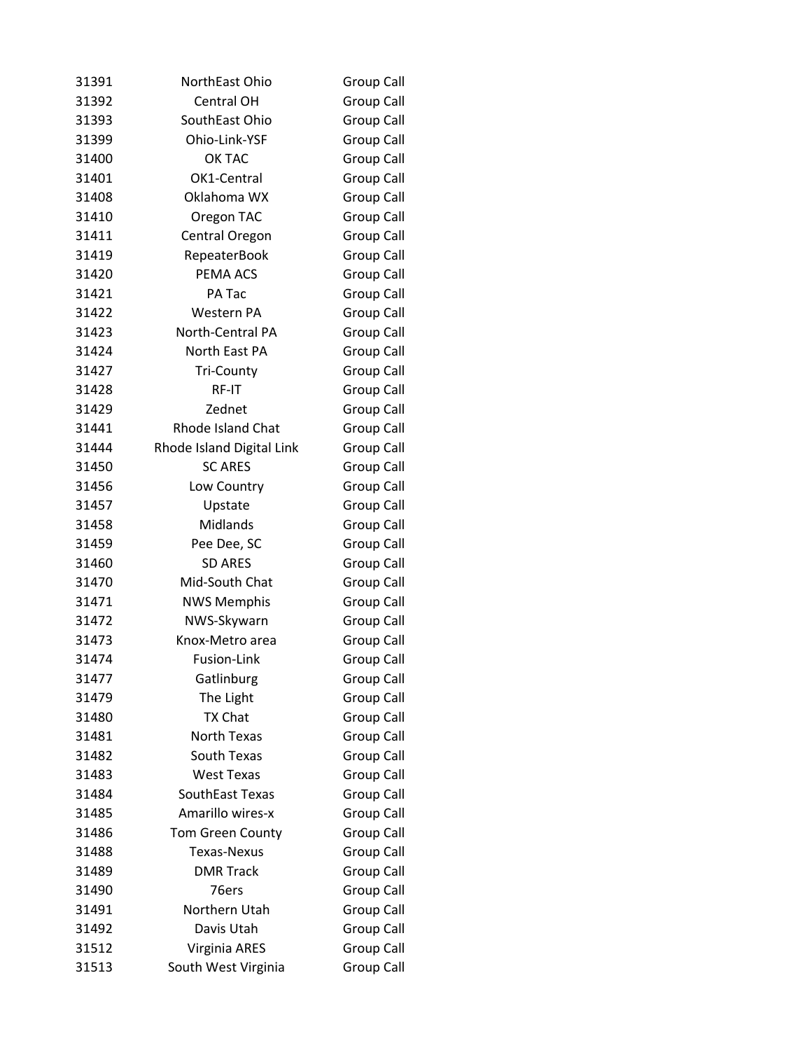| | | |
|---|---|---|
| 31391 | NorthEast Ohio | Group Call |
| 31392 | Central OH | Group Call |
| 31393 | SouthEast Ohio | Group Call |
| 31399 | Ohio-Link-YSF | Group Call |
| 31400 | OK TAC | Group Call |
| 31401 | OK1-Central | Group Call |
| 31408 | Oklahoma WX | Group Call |
| 31410 | Oregon TAC | Group Call |
| 31411 | Central Oregon | Group Call |
| 31419 | RepeaterBook | Group Call |
| 31420 | PEMA ACS | Group Call |
| 31421 | PA Tac | Group Call |
| 31422 | Western PA | Group Call |
| 31423 | North-Central PA | Group Call |
| 31424 | North East PA | Group Call |
| 31427 | Tri-County | Group Call |
| 31428 | RF-IT | Group Call |
| 31429 | Zednet | Group Call |
| 31441 | Rhode Island Chat | Group Call |
| 31444 | Rhode Island Digital Link | Group Call |
| 31450 | SC ARES | Group Call |
| 31456 | Low Country | Group Call |
| 31457 | Upstate | Group Call |
| 31458 | Midlands | Group Call |
| 31459 | Pee Dee, SC | Group Call |
| 31460 | SD ARES | Group Call |
| 31470 | Mid-South Chat | Group Call |
| 31471 | NWS Memphis | Group Call |
| 31472 | NWS-Skywarn | Group Call |
| 31473 | Knox-Metro area | Group Call |
| 31474 | Fusion-Link | Group Call |
| 31477 | Gatlinburg | Group Call |
| 31479 | The Light | Group Call |
| 31480 | TX Chat | Group Call |
| 31481 | North Texas | Group Call |
| 31482 | South Texas | Group Call |
| 31483 | West Texas | Group Call |
| 31484 | SouthEast Texas | Group Call |
| 31485 | Amarillo wires-x | Group Call |
| 31486 | Tom Green County | Group Call |
| 31488 | Texas-Nexus | Group Call |
| 31489 | DMR Track | Group Call |
| 31490 | 76ers | Group Call |
| 31491 | Northern Utah | Group Call |
| 31492 | Davis Utah | Group Call |
| 31512 | Virginia ARES | Group Call |
| 31513 | South West Virginia | Group Call |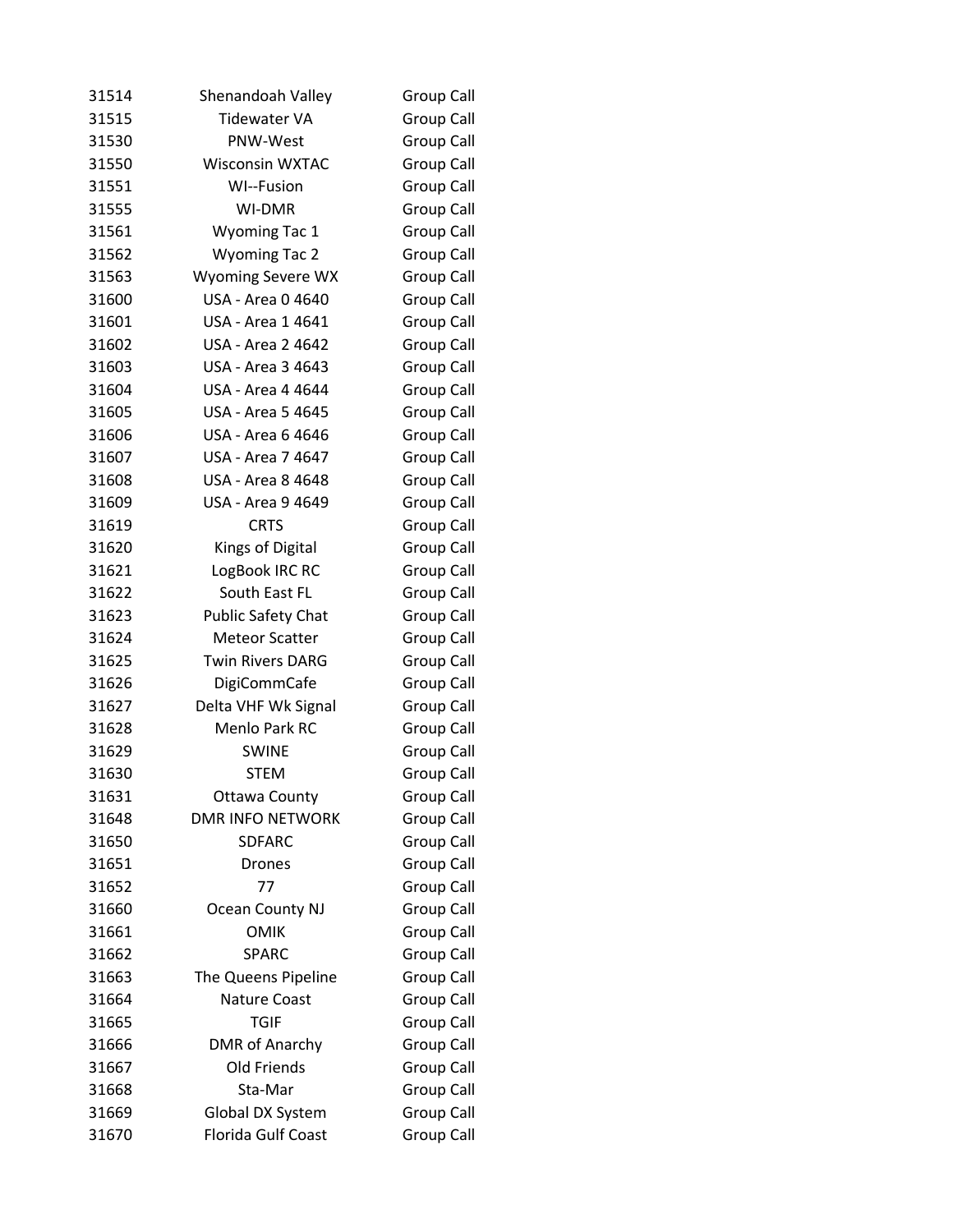| | | |
|---|---|---|
| 31514 | Shenandoah Valley | Group Call |
| 31515 | Tidewater VA | Group Call |
| 31530 | PNW-West | Group Call |
| 31550 | Wisconsin WXTAC | Group Call |
| 31551 | WI--Fusion | Group Call |
| 31555 | WI-DMR | Group Call |
| 31561 | Wyoming Tac 1 | Group Call |
| 31562 | Wyoming Tac 2 | Group Call |
| 31563 | Wyoming Severe WX | Group Call |
| 31600 | USA - Area 0 4640 | Group Call |
| 31601 | USA - Area 1 4641 | Group Call |
| 31602 | USA - Area 2 4642 | Group Call |
| 31603 | USA - Area 3 4643 | Group Call |
| 31604 | USA - Area 4 4644 | Group Call |
| 31605 | USA - Area 5 4645 | Group Call |
| 31606 | USA - Area 6 4646 | Group Call |
| 31607 | USA - Area 7 4647 | Group Call |
| 31608 | USA - Area 8 4648 | Group Call |
| 31609 | USA - Area 9 4649 | Group Call |
| 31619 | CRTS | Group Call |
| 31620 | Kings of Digital | Group Call |
| 31621 | LogBook IRC RC | Group Call |
| 31622 | South East FL | Group Call |
| 31623 | Public Safety Chat | Group Call |
| 31624 | Meteor Scatter | Group Call |
| 31625 | Twin Rivers DARG | Group Call |
| 31626 | DigiCommCafe | Group Call |
| 31627 | Delta VHF Wk Signal | Group Call |
| 31628 | Menlo Park RC | Group Call |
| 31629 | SWINE | Group Call |
| 31630 | STEM | Group Call |
| 31631 | Ottawa County | Group Call |
| 31648 | DMR INFO NETWORK | Group Call |
| 31650 | SDFARC | Group Call |
| 31651 | Drones | Group Call |
| 31652 | 77 | Group Call |
| 31660 | Ocean County NJ | Group Call |
| 31661 | OMIK | Group Call |
| 31662 | SPARC | Group Call |
| 31663 | The Queens Pipeline | Group Call |
| 31664 | Nature Coast | Group Call |
| 31665 | TGIF | Group Call |
| 31666 | DMR of Anarchy | Group Call |
| 31667 | Old Friends | Group Call |
| 31668 | Sta-Mar | Group Call |
| 31669 | Global DX System | Group Call |
| 31670 | Florida Gulf Coast | Group Call |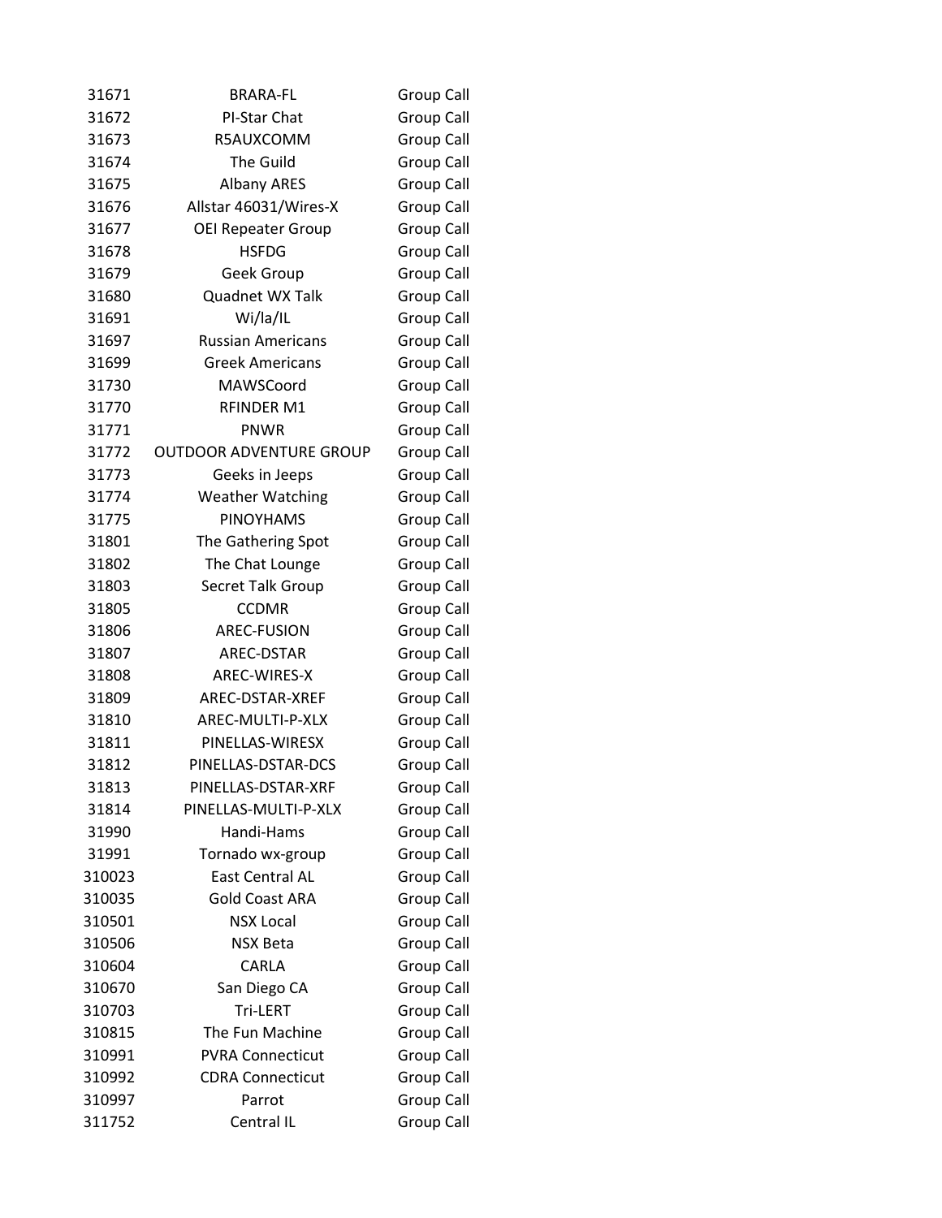| | | |
|---|---|---|
| 31671 | BRARA-FL | Group Call |
| 31672 | PI-Star Chat | Group Call |
| 31673 | R5AUXCOMM | Group Call |
| 31674 | The Guild | Group Call |
| 31675 | Albany ARES | Group Call |
| 31676 | Allstar 46031/Wires-X | Group Call |
| 31677 | OEI Repeater Group | Group Call |
| 31678 | HSFDG | Group Call |
| 31679 | Geek Group | Group Call |
| 31680 | Quadnet WX Talk | Group Call |
| 31691 | Wi/la/IL | Group Call |
| 31697 | Russian Americans | Group Call |
| 31699 | Greek Americans | Group Call |
| 31730 | MAWSCoord | Group Call |
| 31770 | RFINDER M1 | Group Call |
| 31771 | PNWR | Group Call |
| 31772 | OUTDOOR ADVENTURE GROUP | Group Call |
| 31773 | Geeks in Jeeps | Group Call |
| 31774 | Weather Watching | Group Call |
| 31775 | PINOYHAMS | Group Call |
| 31801 | The Gathering Spot | Group Call |
| 31802 | The Chat Lounge | Group Call |
| 31803 | Secret Talk Group | Group Call |
| 31805 | CCDMR | Group Call |
| 31806 | AREC-FUSION | Group Call |
| 31807 | AREC-DSTAR | Group Call |
| 31808 | AREC-WIRES-X | Group Call |
| 31809 | AREC-DSTAR-XREF | Group Call |
| 31810 | AREC-MULTI-P-XLX | Group Call |
| 31811 | PINELLAS-WIRESX | Group Call |
| 31812 | PINELLAS-DSTAR-DCS | Group Call |
| 31813 | PINELLAS-DSTAR-XRF | Group Call |
| 31814 | PINELLAS-MULTI-P-XLX | Group Call |
| 31990 | Handi-Hams | Group Call |
| 31991 | Tornado wx-group | Group Call |
| 310023 | East Central AL | Group Call |
| 310035 | Gold Coast ARA | Group Call |
| 310501 | NSX Local | Group Call |
| 310506 | NSX Beta | Group Call |
| 310604 | CARLA | Group Call |
| 310670 | San Diego CA | Group Call |
| 310703 | Tri-LERT | Group Call |
| 310815 | The Fun Machine | Group Call |
| 310991 | PVRA Connecticut | Group Call |
| 310992 | CDRA Connecticut | Group Call |
| 310997 | Parrot | Group Call |
| 311752 | Central IL | Group Call |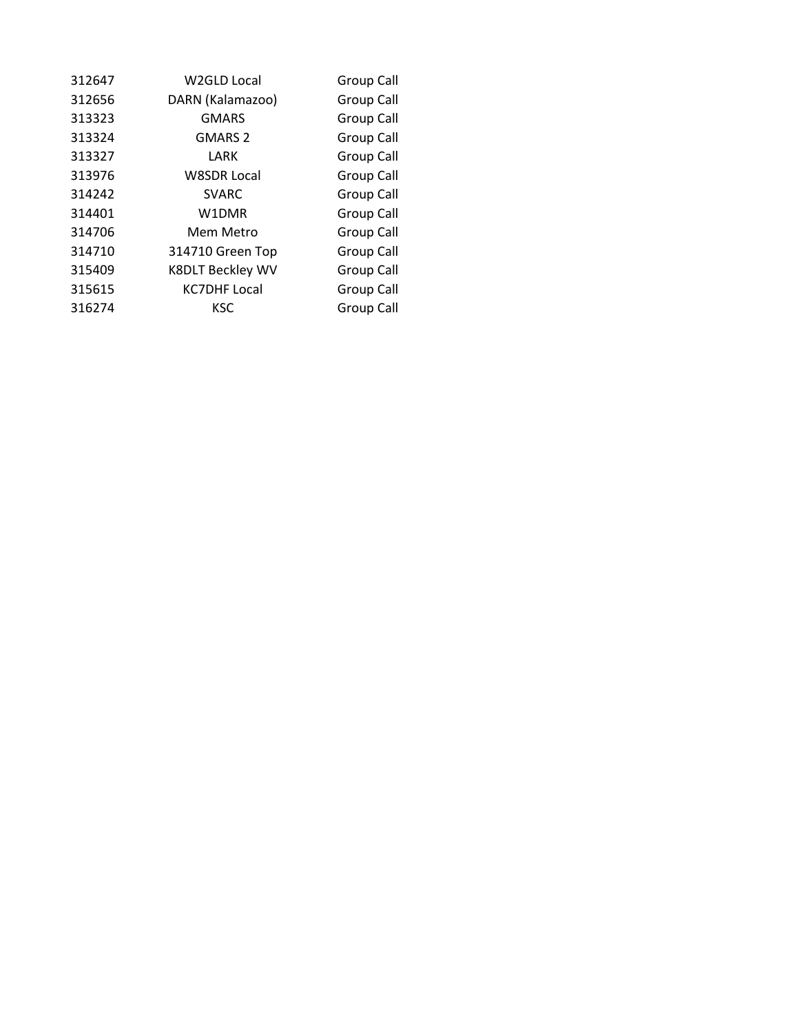| | | |
|---|---|---|
| 312647 | W2GLD Local | Group Call |
| 312656 | DARN (Kalamazoo) | Group Call |
| 313323 | GMARS | Group Call |
| 313324 | GMARS 2 | Group Call |
| 313327 | LARK | Group Call |
| 313976 | W8SDR Local | Group Call |
| 314242 | SVARC | Group Call |
| 314401 | W1DMR | Group Call |
| 314706 | Mem Metro | Group Call |
| 314710 | 314710 Green Top | Group Call |
| 315409 | K8DLT Beckley WV | Group Call |
| 315615 | KC7DHF Local | Group Call |
| 316274 | KSC | Group Call |